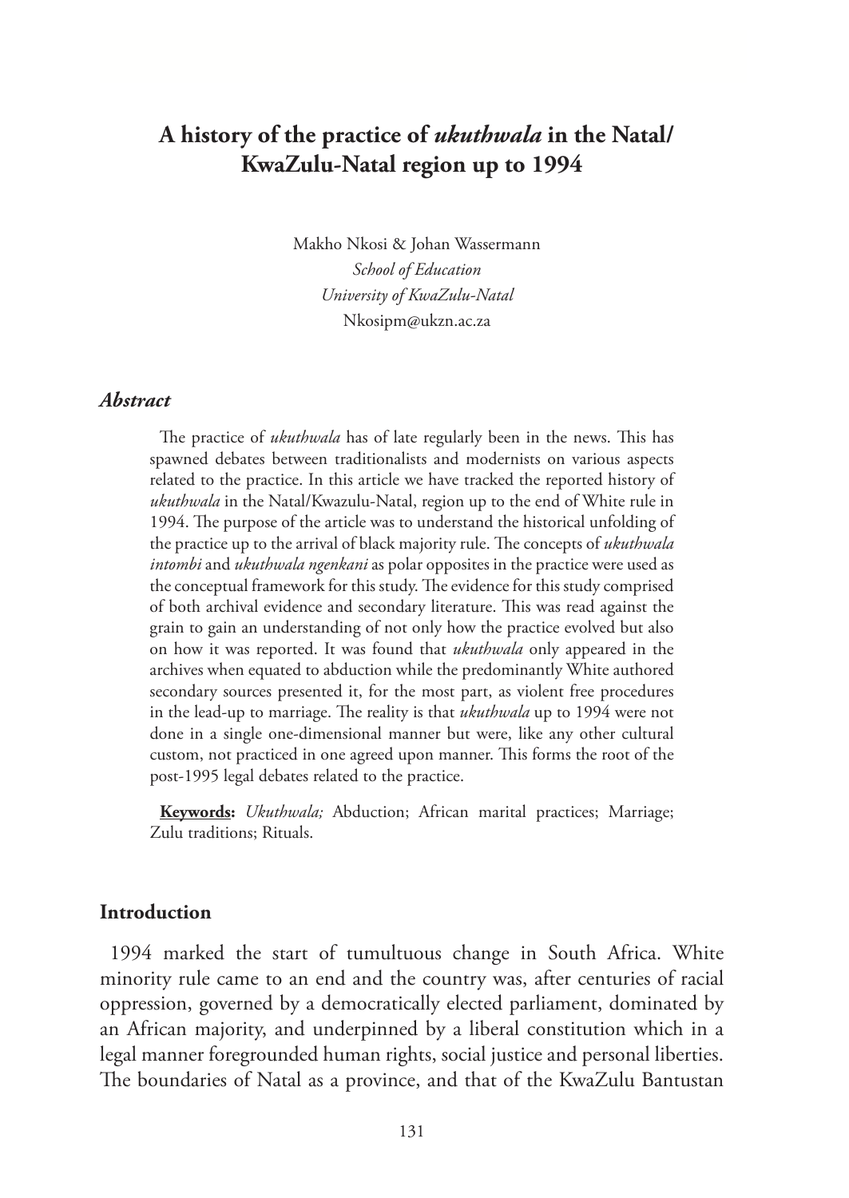# A history of the practice of *ukuthwala* in the Natal/ KwaZulu-Natal region up to 1994

Makho Nkosi & Johan Wassermann
*School of Education*
*University of KwaZulu-Natal*
Nkosipm@ukzn.ac.za

### *Abstract*

The practice of *ukuthwala* has of late regularly been in the news. This has spawned debates between traditionalists and modernists on various aspects related to the practice. In this article we have tracked the reported history of *ukuthwala* in the Natal/Kwazulu-Natal, region up to the end of White rule in 1994. The purpose of the article was to understand the historical unfolding of the practice up to the arrival of black majority rule. The concepts of *ukuthwala intombi* and *ukuthwala ngenkani* as polar opposites in the practice were used as the conceptual framework for this study. The evidence for this study comprised of both archival evidence and secondary literature. This was read against the grain to gain an understanding of not only how the practice evolved but also on how it was reported. It was found that *ukuthwala* only appeared in the archives when equated to abduction while the predominantly White authored secondary sources presented it, for the most part, as violent free procedures in the lead-up to marriage. The reality is that *ukuthwala* up to 1994 were not done in a single one-dimensional manner but were, like any other cultural custom, not practiced in one agreed upon manner. This forms the root of the post-1995 legal debates related to the practice.

**Keywords:** *Ukuthwala;* Abduction; African marital practices; Marriage; Zulu traditions; Rituals.

## Introduction

1994 marked the start of tumultuous change in South Africa. White minority rule came to an end and the country was, after centuries of racial oppression, governed by a democratically elected parliament, dominated by an African majority, and underpinned by a liberal constitution which in a legal manner foregrounded human rights, social justice and personal liberties. The boundaries of Natal as a province, and that of the KwaZulu Bantustan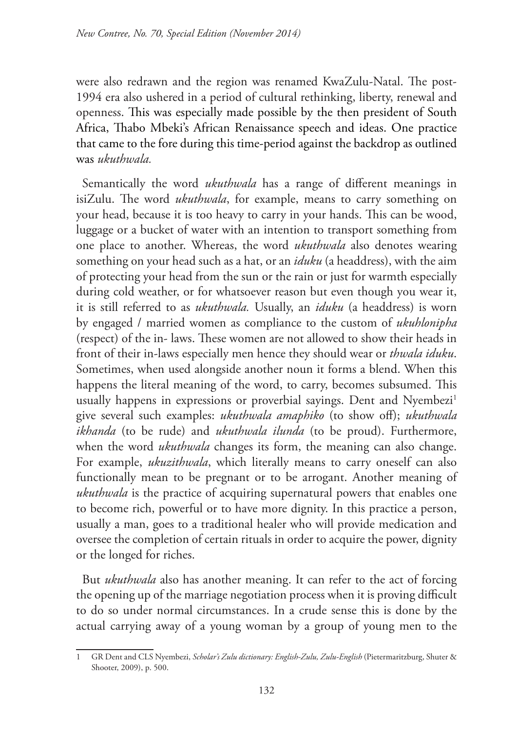were also redrawn and the region was renamed KwaZulu-Natal. The post-1994 era also ushered in a period of cultural rethinking, liberty, renewal and openness. This was especially made possible by the then president of South Africa, Thabo Mbeki's African Renaissance speech and ideas. One practice that came to the fore during this time-period against the backdrop as outlined was *ukuthwala.*

Semantically the word *ukuthwala* has a range of different meanings in isiZulu. The word *ukuthwala*, for example, means to carry something on your head, because it is too heavy to carry in your hands. This can be wood, luggage or a bucket of water with an intention to transport something from one place to another. Whereas, the word *ukuthwala* also denotes wearing something on your head such as a hat, or an *iduku* (a headdress), with the aim of protecting your head from the sun or the rain or just for warmth especially during cold weather, or for whatsoever reason but even though you wear it, it is still referred to as *ukuthwala.* Usually, an *iduku* (a headdress) is worn by engaged / married women as compliance to the custom of *ukuhlonipha* (respect) of the in- laws. These women are not allowed to show their heads in front of their in-laws especially men hence they should wear or *thwala iduku*. Sometimes, when used alongside another noun it forms a blend. When this happens the literal meaning of the word, to carry, becomes subsumed. This usually happens in expressions or proverbial sayings. Dent and Nyembezi[1] give several such examples: *ukuthwala amaphiko* (to show off); *ukuthwala ikhanda* (to be rude) and *ukuthwala ilunda* (to be proud). Furthermore, when the word *ukuthwala* changes its form, the meaning can also change. For example, *ukuzithwala*, which literally means to carry oneself can also functionally mean to be pregnant or to be arrogant. Another meaning of *ukuthwala* is the practice of acquiring supernatural powers that enables one to become rich, powerful or to have more dignity. In this practice a person, usually a man, goes to a traditional healer who will provide medication and oversee the completion of certain rituals in order to acquire the power, dignity or the longed for riches.

But *ukuthwala* also has another meaning. It can refer to the act of forcing the opening up of the marriage negotiation process when it is proving difficult to do so under normal circumstances. In a crude sense this is done by the actual carrying away of a young woman by a group of young men to the

1 GR Dent and CLS Nyembezi, *Scholar's Zulu dictionary: English-Zulu, Zulu-English* (Pietermaritzburg, Shuter & Shooter, 2009), p. 500.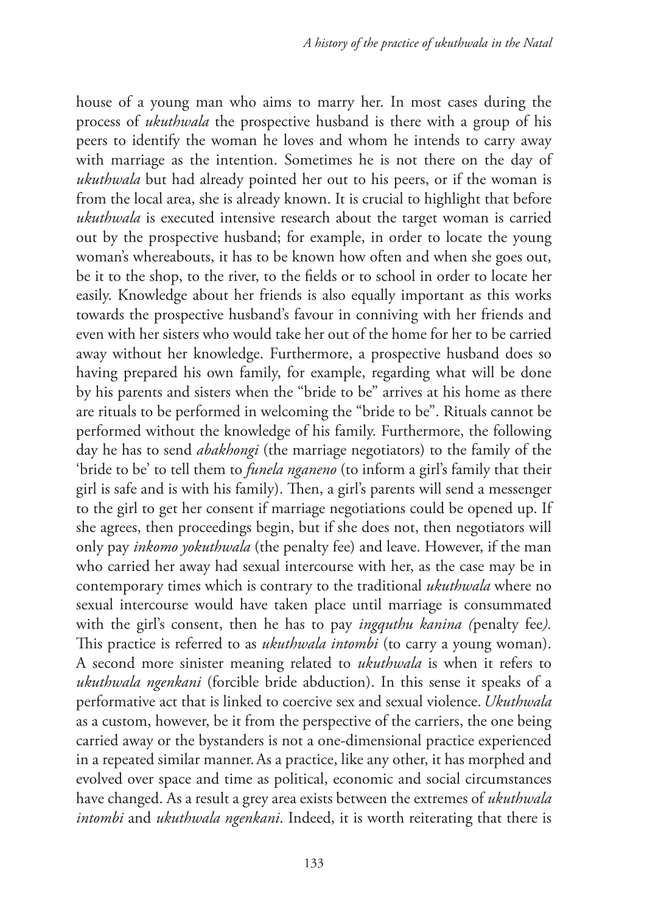house of a young man who aims to marry her. In most cases during the process of *ukuthwala* the prospective husband is there with a group of his peers to identify the woman he loves and whom he intends to carry away with marriage as the intention. Sometimes he is not there on the day of *ukuthwala* but had already pointed her out to his peers, or if the woman is from the local area, she is already known. It is crucial to highlight that before *ukuthwala* is executed intensive research about the target woman is carried out by the prospective husband; for example, in order to locate the young woman's whereabouts, it has to be known how often and when she goes out, be it to the shop, to the river, to the fields or to school in order to locate her easily. Knowledge about her friends is also equally important as this works towards the prospective husband's favour in conniving with her friends and even with her sisters who would take her out of the home for her to be carried away without her knowledge. Furthermore, a prospective husband does so having prepared his own family, for example, regarding what will be done by his parents and sisters when the "bride to be" arrives at his home as there are rituals to be performed in welcoming the "bride to be". Rituals cannot be performed without the knowledge of his family. Furthermore, the following day he has to send *abakhongi* (the marriage negotiators) to the family of the 'bride to be' to tell them to *funela nganeno* (to inform a girl's family that their girl is safe and is with his family). Then, a girl's parents will send a messenger to the girl to get her consent if marriage negotiations could be opened up. If she agrees, then proceedings begin, but if she does not, then negotiators will only pay *inkomo yokuthwala* (the penalty fee) and leave. However, if the man who carried her away had sexual intercourse with her, as the case may be in contemporary times which is contrary to the traditional *ukuthwala* where no sexual intercourse would have taken place until marriage is consummated with the girl's consent, then he has to pay *ingquthu kanina (*penalty fee*).* This practice is referred to as *ukuthwala intombi* (to carry a young woman). A second more sinister meaning related to *ukuthwala* is when it refers to *ukuthwala ngenkani* (forcible bride abduction). In this sense it speaks of a performative act that is linked to coercive sex and sexual violence. *Ukuthwala* as a custom, however, be it from the perspective of the carriers, the one being carried away or the bystanders is not a one-dimensional practice experienced in a repeated similar manner. As a practice, like any other, it has morphed and evolved over space and time as political, economic and social circumstances have changed. As a result a grey area exists between the extremes of *ukuthwala intombi* and *ukuthwala ngenkani*. Indeed, it is worth reiterating that there is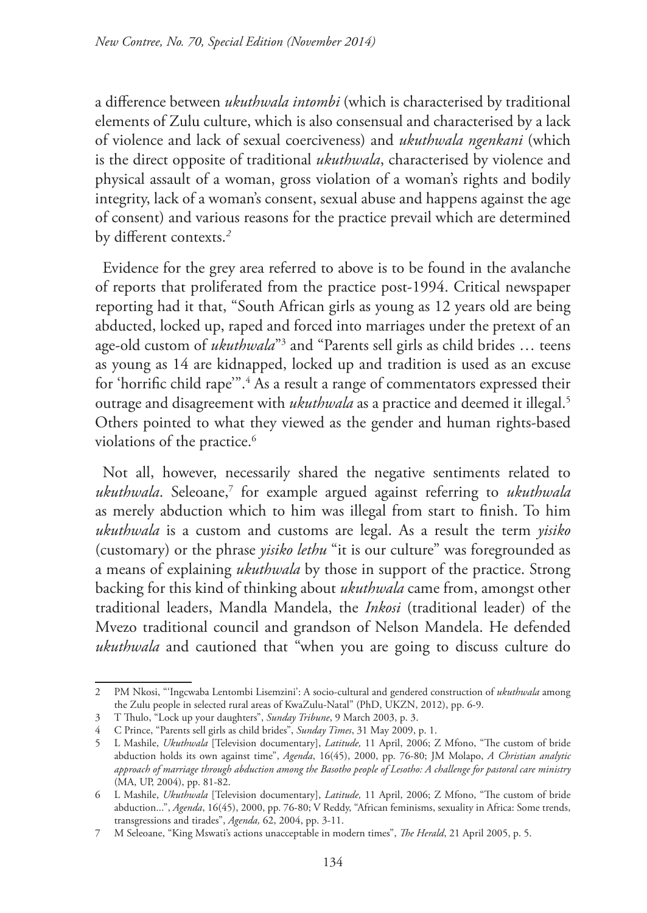a difference between *ukuthwala intombi* (which is characterised by traditional elements of Zulu culture, which is also consensual and characterised by a lack of violence and lack of sexual coerciveness) and *ukuthwala ngenkani* (which is the direct opposite of traditional *ukuthwala*, characterised by violence and physical assault of a woman, gross violation of a woman's rights and bodily integrity, lack of a woman's consent, sexual abuse and happens against the age of consent) and various reasons for the practice prevail which are determined by different contexts.[2]

Evidence for the grey area referred to above is to be found in the avalanche of reports that proliferated from the practice post-1994. Critical newspaper reporting had it that, "South African girls as young as 12 years old are being abducted, locked up, raped and forced into marriages under the pretext of an age-old custom of *ukuthwala*"[3] and "Parents sell girls as child brides … teens as young as 14 are kidnapped, locked up and tradition is used as an excuse for 'horrific child rape'".[4] As a result a range of commentators expressed their outrage and disagreement with *ukuthwala* as a practice and deemed it illegal.[5] Others pointed to what they viewed as the gender and human rights-based violations of the practice.[6]

Not all, however, necessarily shared the negative sentiments related to *ukuthwala*. Seleoane,[7] for example argued against referring to *ukuthwala* as merely abduction which to him was illegal from start to finish. To him *ukuthwala* is a custom and customs are legal. As a result the term *yisiko* (customary) or the phrase *yisiko lethu* "it is our culture" was foregrounded as a means of explaining *ukuthwala* by those in support of the practice. Strong backing for this kind of thinking about *ukuthwala* came from, amongst other traditional leaders, Mandla Mandela, the *Inkosi* (traditional leader) of the Mvezo traditional council and grandson of Nelson Mandela. He defended *ukuthwala* and cautioned that "when you are going to discuss culture do

---

2 PM Nkosi, "'Ingcwaba Lentombi Lisemzini': A socio-cultural and gendered construction of *ukuthwala* among the Zulu people in selected rural areas of KwaZulu-Natal" (PhD, UKZN, 2012), pp. 6-9.

3 T Thulo, "Lock up your daughters", *Sunday Tribune*, 9 March 2003, p. 3.

4 C Prince, "Parents sell girls as child brides", *Sunday Times*, 31 May 2009, p. 1.

5 L Mashile, *Ukuthwala* [Television documentary], *Latitude,* 11 April, 2006; Z Mfono, "The custom of bride abduction holds its own against time", *Agenda*, 16(45), 2000, pp. 76-80; JM Molapo, *A Christian analytic approach of marriage through abduction among the Basotho people of Lesotho: A challenge for pastoral care ministry* (MA, UP, 2004), pp. 81-82.

6 L Mashile, *Ukuthwala* [Television documentary], *Latitude,* 11 April, 2006; Z Mfono, "The custom of bride abduction...", *Agenda*, 16(45), 2000, pp. 76-80; V Reddy, "African feminisms, sexuality in Africa: Some trends, transgressions and tirades", *Agenda,* 62, 2004, pp. 3-11.

7 M Seleoane, "King Mswati's actions unacceptable in modern times", *The Herald*, 21 April 2005, p. 5.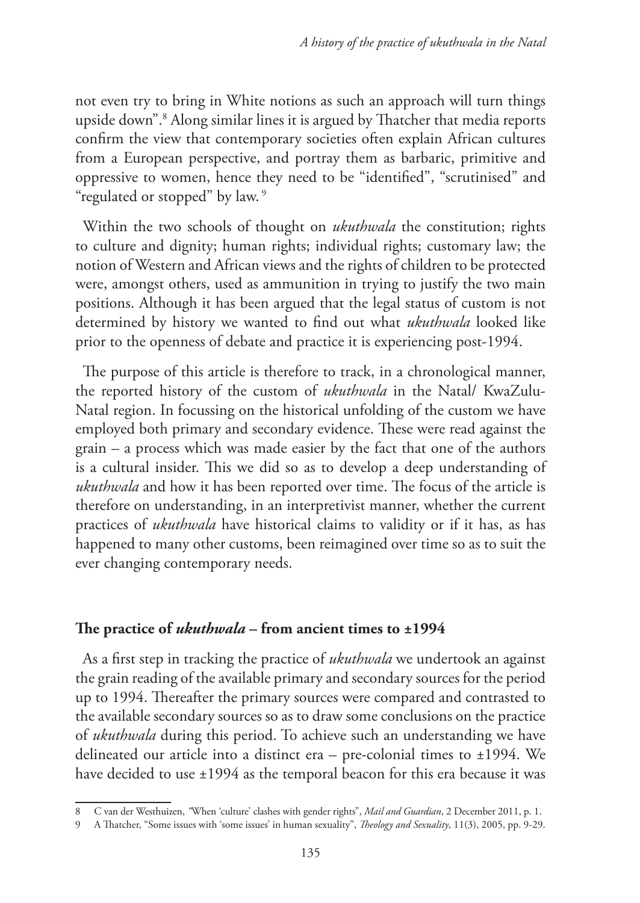not even try to bring in White notions as such an approach will turn things upside down".[8] Along similar lines it is argued by Thatcher that media reports confirm the view that contemporary societies often explain African cultures from a European perspective, and portray them as barbaric, primitive and oppressive to women, hence they need to be "identified", "scrutinised" and "regulated or stopped" by law.[9]

Within the two schools of thought on *ukuthwala* the constitution; rights to culture and dignity; human rights; individual rights; customary law; the notion of Western and African views and the rights of children to be protected were, amongst others, used as ammunition in trying to justify the two main positions. Although it has been argued that the legal status of custom is not determined by history we wanted to find out what *ukuthwala* looked like prior to the openness of debate and practice it is experiencing post-1994.

The purpose of this article is therefore to track, in a chronological manner, the reported history of the custom of *ukuthwala* in the Natal/ KwaZulu-Natal region. In focussing on the historical unfolding of the custom we have employed both primary and secondary evidence. These were read against the grain – a process which was made easier by the fact that one of the authors is a cultural insider. This we did so as to develop a deep understanding of *ukuthwala* and how it has been reported over time. The focus of the article is therefore on understanding, in an interpretivist manner, whether the current practices of *ukuthwala* have historical claims to validity or if it has, as has happened to many other customs, been reimagined over time so as to suit the ever changing contemporary needs.

## The practice of *ukuthwala* – from ancient times to ±1994

As a first step in tracking the practice of *ukuthwala* we undertook an against the grain reading of the available primary and secondary sources for the period up to 1994. Thereafter the primary sources were compared and contrasted to the available secondary sources so as to draw some conclusions on the practice of *ukuthwala* during this period. To achieve such an understanding we have delineated our article into a distinct era – pre-colonial times to ±1994. We have decided to use ±1994 as the temporal beacon for this era because it was

---

8 C van der Westhuizen, "When 'culture' clashes with gender rights", *Mail and Guardian*, 2 December 2011, p. 1.

9 A Thatcher, "Some issues with 'some issues' in human sexuality", *Theology and Sexuality*, 11(3), 2005, pp. 9-29.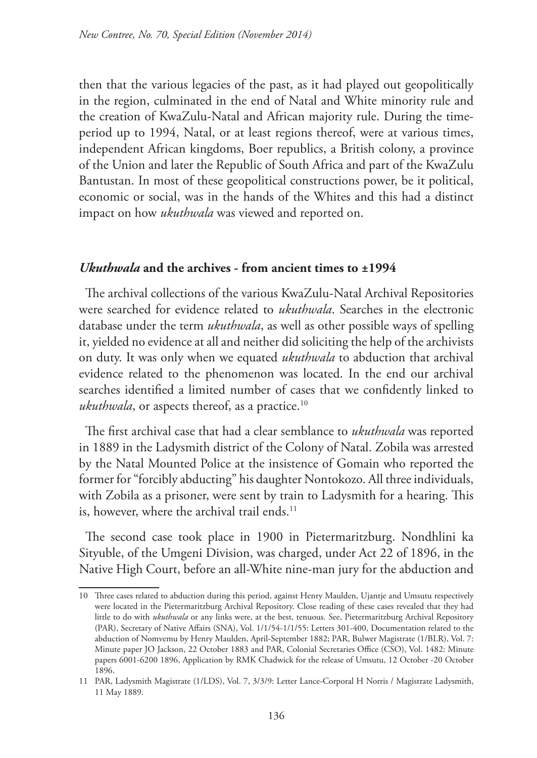then that the various legacies of the past, as it had played out geopolitically in the region, culminated in the end of Natal and White minority rule and the creation of KwaZulu-Natal and African majority rule. During the time-period up to 1994, Natal, or at least regions thereof, were at various times, independent African kingdoms, Boer republics, a British colony, a province of the Union and later the Republic of South Africa and part of the KwaZulu Bantustan. In most of these geopolitical constructions power, be it political, economic or social, was in the hands of the Whites and this had a distinct impact on how *ukuthwala* was viewed and reported on.

## *Ukuthwala* and the archives - from ancient times to ±1994

The archival collections of the various KwaZulu-Natal Archival Repositories were searched for evidence related to *ukuthwala*. Searches in the electronic database under the term *ukuthwala*, as well as other possible ways of spelling it, yielded no evidence at all and neither did soliciting the help of the archivists on duty. It was only when we equated *ukuthwala* to abduction that archival evidence related to the phenomenon was located. In the end our archival searches identified a limited number of cases that we confidently linked to *ukuthwala*, or aspects thereof, as a practice.[10]

The first archival case that had a clear semblance to *ukuthwala* was reported in 1889 in the Ladysmith district of the Colony of Natal. Zobila was arrested by the Natal Mounted Police at the insistence of Gomain who reported the former for "forcibly abducting" his daughter Nontokozo. All three individuals, with Zobila as a prisoner, were sent by train to Ladysmith for a hearing. This is, however, where the archival trail ends.[11]

The second case took place in 1900 in Pietermaritzburg. Nondhlini ka Sityuble, of the Umgeni Division, was charged, under Act 22 of 1896, in the Native High Court, before an all-White nine-man jury for the abduction and

---

10 Three cases related to abduction during this period, against Henry Maulden, Ujantje and Umsutu respectively were located in the Pietermaritzburg Archival Repository. Close reading of these cases revealed that they had little to do with *ukuthwala* or any links were, at the best, tenuous. See, Pietermaritzburg Archival Repository (PAR), Secretary of Native Affairs (SNA), Vol. 1/1/54-1/1/55: Letters 301-400, Documentation related to the abduction of Nomvemu by Henry Maulden, April-September 1882; PAR, Bulwer Magistrate (1/BLR), Vol. 7: Minute paper JO Jackson, 22 October 1883 and PAR, Colonial Secretaries Office (CSO), Vol. 1482: Minute papers 6001-6200 1896, Application by RMK Chadwick for the release of Umsutu, 12 October -20 October 1896.

11 PAR, Ladysmith Magistrate (1/LDS), Vol. 7, 3/3/9: Letter Lance-Corporal H Norris / Magistrate Ladysmith, 11 May 1889.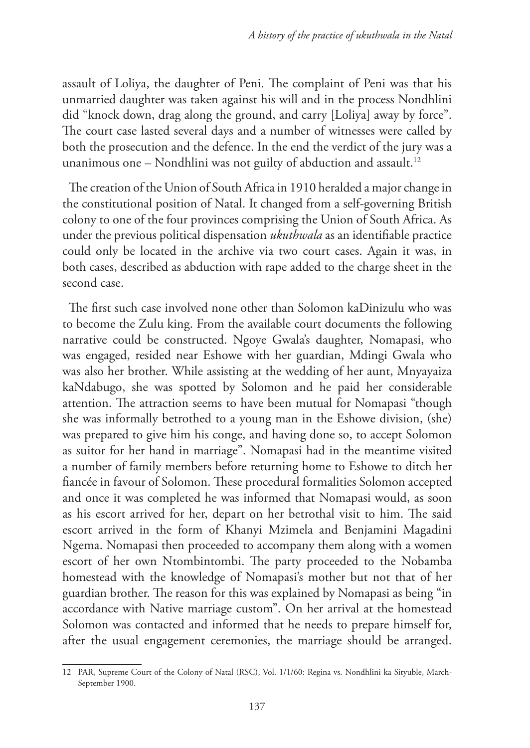assault of Loliya, the daughter of Peni. The complaint of Peni was that his unmarried daughter was taken against his will and in the process Nondhlini did "knock down, drag along the ground, and carry [Loliya] away by force". The court case lasted several days and a number of witnesses were called by both the prosecution and the defence. In the end the verdict of the jury was a unanimous one – Nondhlini was not guilty of abduction and assault.[12]

The creation of the Union of South Africa in 1910 heralded a major change in the constitutional position of Natal. It changed from a self-governing British colony to one of the four provinces comprising the Union of South Africa. As under the previous political dispensation *ukuthwala* as an identifiable practice could only be located in the archive via two court cases. Again it was, in both cases, described as abduction with rape added to the charge sheet in the second case.

The first such case involved none other than Solomon kaDinizulu who was to become the Zulu king. From the available court documents the following narrative could be constructed. Ngoye Gwala's daughter, Nomapasi, who was engaged, resided near Eshowe with her guardian, Mdingi Gwala who was also her brother. While assisting at the wedding of her aunt, Mnyayaiza kaNdabugo, she was spotted by Solomon and he paid her considerable attention. The attraction seems to have been mutual for Nomapasi "though she was informally betrothed to a young man in the Eshowe division, (she) was prepared to give him his conge, and having done so, to accept Solomon as suitor for her hand in marriage". Nomapasi had in the meantime visited a number of family members before returning home to Eshowe to ditch her fiancée in favour of Solomon. These procedural formalities Solomon accepted and once it was completed he was informed that Nomapasi would, as soon as his escort arrived for her, depart on her betrothal visit to him. The said escort arrived in the form of Khanyi Mzimela and Benjamini Magadini Ngema. Nomapasi then proceeded to accompany them along with a women escort of her own Ntombintombi. The party proceeded to the Nobamba homestead with the knowledge of Nomapasi's mother but not that of her guardian brother. The reason for this was explained by Nomapasi as being "in accordance with Native marriage custom". On her arrival at the homestead Solomon was contacted and informed that he needs to prepare himself for, after the usual engagement ceremonies, the marriage should be arranged.

12 PAR, Supreme Court of the Colony of Natal (RSC), Vol. 1/1/60: Regina vs. Nondhlini ka Sityuble, March-September 1900.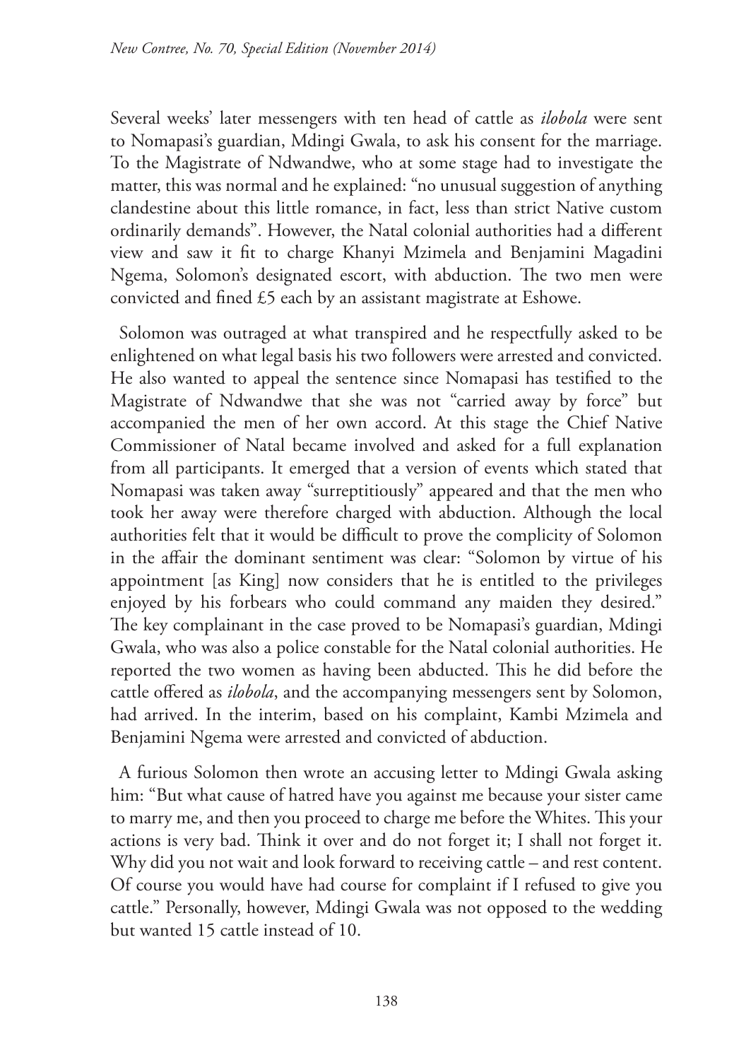Several weeks' later messengers with ten head of cattle as *ilobola* were sent to Nomapasi's guardian, Mdingi Gwala, to ask his consent for the marriage. To the Magistrate of Ndwandwe, who at some stage had to investigate the matter, this was normal and he explained: "no unusual suggestion of anything clandestine about this little romance, in fact, less than strict Native custom ordinarily demands". However, the Natal colonial authorities had a different view and saw it fit to charge Khanyi Mzimela and Benjamini Magadini Ngema, Solomon's designated escort, with abduction. The two men were convicted and fined £5 each by an assistant magistrate at Eshowe.

Solomon was outraged at what transpired and he respectfully asked to be enlightened on what legal basis his two followers were arrested and convicted. He also wanted to appeal the sentence since Nomapasi has testified to the Magistrate of Ndwandwe that she was not "carried away by force" but accompanied the men of her own accord. At this stage the Chief Native Commissioner of Natal became involved and asked for a full explanation from all participants. It emerged that a version of events which stated that Nomapasi was taken away "surreptitiously" appeared and that the men who took her away were therefore charged with abduction. Although the local authorities felt that it would be difficult to prove the complicity of Solomon in the affair the dominant sentiment was clear: "Solomon by virtue of his appointment [as King] now considers that he is entitled to the privileges enjoyed by his forbears who could command any maiden they desired." The key complainant in the case proved to be Nomapasi's guardian, Mdingi Gwala, who was also a police constable for the Natal colonial authorities. He reported the two women as having been abducted. This he did before the cattle offered as *ilobola*, and the accompanying messengers sent by Solomon, had arrived. In the interim, based on his complaint, Kambi Mzimela and Benjamini Ngema were arrested and convicted of abduction.

A furious Solomon then wrote an accusing letter to Mdingi Gwala asking him: "But what cause of hatred have you against me because your sister came to marry me, and then you proceed to charge me before the Whites. This your actions is very bad. Think it over and do not forget it; I shall not forget it. Why did you not wait and look forward to receiving cattle – and rest content. Of course you would have had course for complaint if I refused to give you cattle." Personally, however, Mdingi Gwala was not opposed to the wedding but wanted 15 cattle instead of 10.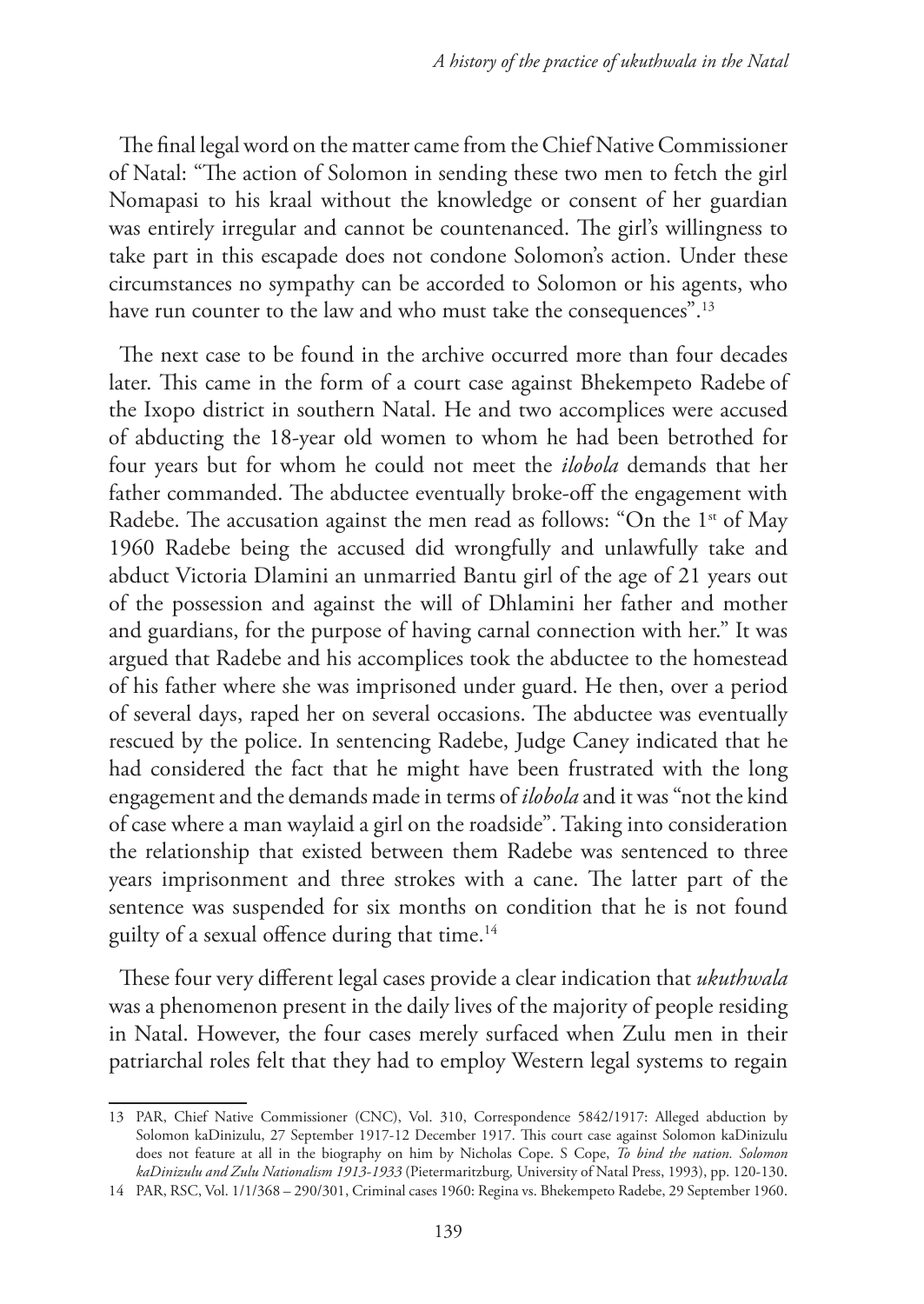The final legal word on the matter came from the Chief Native Commissioner of Natal: "The action of Solomon in sending these two men to fetch the girl Nomapasi to his kraal without the knowledge or consent of her guardian was entirely irregular and cannot be countenanced. The girl's willingness to take part in this escapade does not condone Solomon's action. Under these circumstances no sympathy can be accorded to Solomon or his agents, who have run counter to the law and who must take the consequences".[13]

The next case to be found in the archive occurred more than four decades later. This came in the form of a court case against Bhekempeto Radebe of the Ixopo district in southern Natal. He and two accomplices were accused of abducting the 18-year old women to whom he had been betrothed for four years but for whom he could not meet the *ilobola* demands that her father commanded. The abductee eventually broke-off the engagement with Radebe. The accusation against the men read as follows: "On the 1st of May 1960 Radebe being the accused did wrongfully and unlawfully take and abduct Victoria Dlamini an unmarried Bantu girl of the age of 21 years out of the possession and against the will of Dhlamini her father and mother and guardians, for the purpose of having carnal connection with her." It was argued that Radebe and his accomplices took the abductee to the homestead of his father where she was imprisoned under guard. He then, over a period of several days, raped her on several occasions. The abductee was eventually rescued by the police. In sentencing Radebe, Judge Caney indicated that he had considered the fact that he might have been frustrated with the long engagement and the demands made in terms of *ilobola* and it was "not the kind of case where a man waylaid a girl on the roadside". Taking into consideration the relationship that existed between them Radebe was sentenced to three years imprisonment and three strokes with a cane. The latter part of the sentence was suspended for six months on condition that he is not found guilty of a sexual offence during that time.[14]

These four very different legal cases provide a clear indication that *ukuthwala* was a phenomenon present in the daily lives of the majority of people residing in Natal. However, the four cases merely surfaced when Zulu men in their patriarchal roles felt that they had to employ Western legal systems to regain

---

13 PAR, Chief Native Commissioner (CNC), Vol. 310, Correspondence 5842/1917: Alleged abduction by Solomon kaDinizulu, 27 September 1917-12 December 1917. This court case against Solomon kaDinizulu does not feature at all in the biography on him by Nicholas Cope. S Cope, *To bind the nation. Solomon kaDinizulu and Zulu Nationalism 1913-1933* (Pietermaritzburg, University of Natal Press, 1993), pp. 120-130.

14 PAR, RSC, Vol. 1/1/368 – 290/301, Criminal cases 1960: Regina vs. Bhekempeto Radebe, 29 September 1960.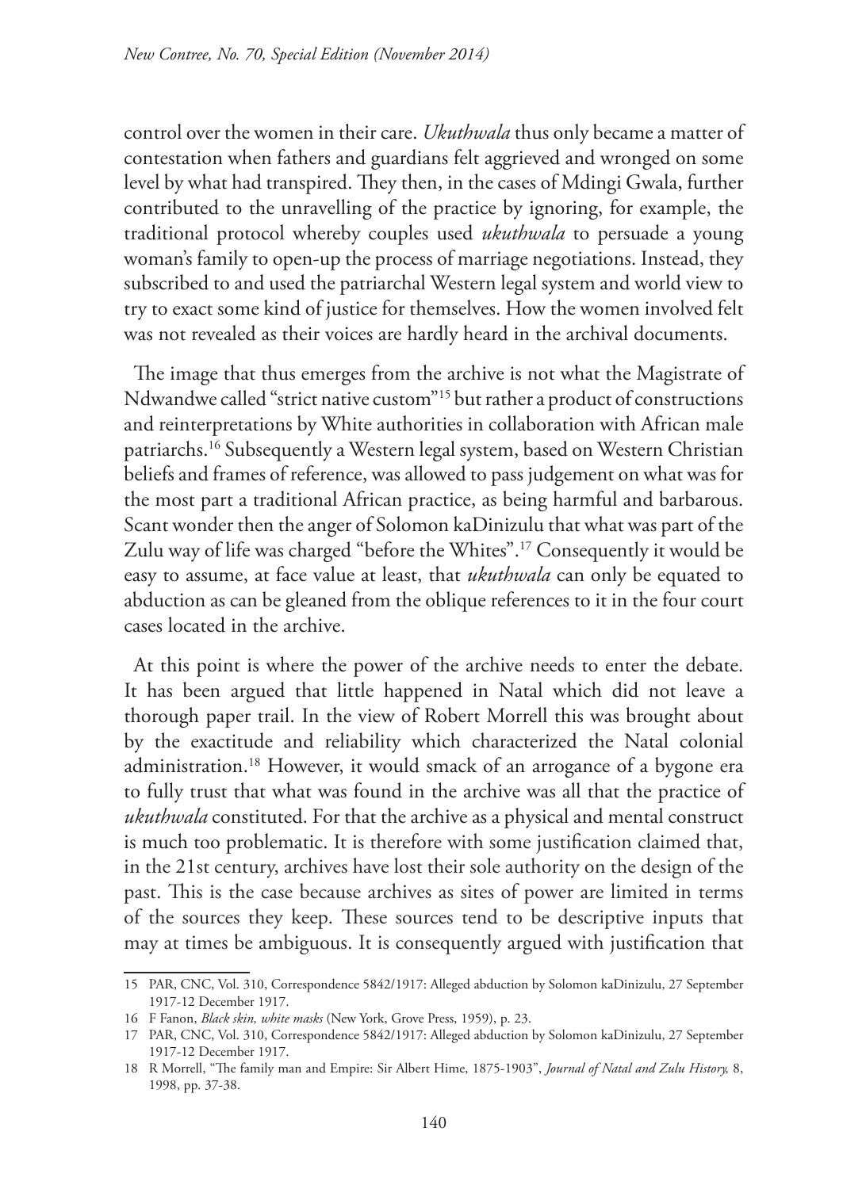control over the women in their care. *Ukuthwala* thus only became a matter of contestation when fathers and guardians felt aggrieved and wronged on some level by what had transpired. They then, in the cases of Mdingi Gwala, further contributed to the unravelling of the practice by ignoring, for example, the traditional protocol whereby couples used *ukuthwala* to persuade a young woman's family to open-up the process of marriage negotiations. Instead, they subscribed to and used the patriarchal Western legal system and world view to try to exact some kind of justice for themselves. How the women involved felt was not revealed as their voices are hardly heard in the archival documents.

The image that thus emerges from the archive is not what the Magistrate of Ndwandwe called "strict native custom"[15] but rather a product of constructions and reinterpretations by White authorities in collaboration with African male patriarchs.[16] Subsequently a Western legal system, based on Western Christian beliefs and frames of reference, was allowed to pass judgement on what was for the most part a traditional African practice, as being harmful and barbarous. Scant wonder then the anger of Solomon kaDinizulu that what was part of the Zulu way of life was charged "before the Whites".[17] Consequently it would be easy to assume, at face value at least, that *ukuthwala* can only be equated to abduction as can be gleaned from the oblique references to it in the four court cases located in the archive.

At this point is where the power of the archive needs to enter the debate. It has been argued that little happened in Natal which did not leave a thorough paper trail. In the view of Robert Morrell this was brought about by the exactitude and reliability which characterized the Natal colonial administration.[18] However, it would smack of an arrogance of a bygone era to fully trust that what was found in the archive was all that the practice of *ukuthwala* constituted. For that the archive as a physical and mental construct is much too problematic. It is therefore with some justification claimed that, in the 21st century, archives have lost their sole authority on the design of the past. This is the case because archives as sites of power are limited in terms of the sources they keep. These sources tend to be descriptive inputs that may at times be ambiguous. It is consequently argued with justification that

---

15 PAR, CNC, Vol. 310, Correspondence 5842/1917: Alleged abduction by Solomon kaDinizulu, 27 September 1917-12 December 1917.

16 F Fanon, *Black skin, white masks* (New York, Grove Press, 1959), p. 23.

17 PAR, CNC, Vol. 310, Correspondence 5842/1917: Alleged abduction by Solomon kaDinizulu, 27 September 1917-12 December 1917.

18 R Morrell, "The family man and Empire: Sir Albert Hime, 1875-1903", *Journal of Natal and Zulu History,* 8, 1998, pp. 37-38.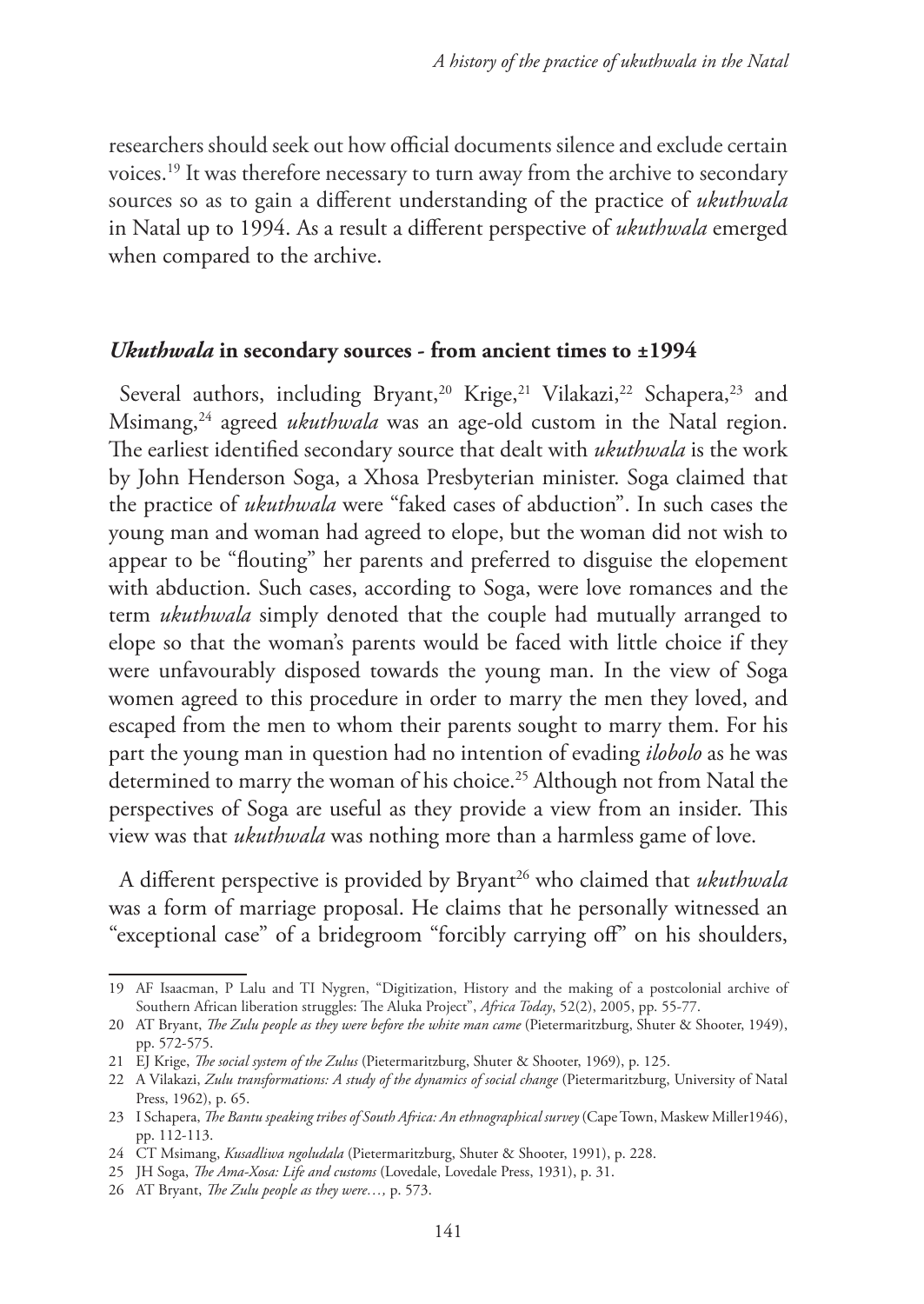researchers should seek out how official documents silence and exclude certain voices.[19] It was therefore necessary to turn away from the archive to secondary sources so as to gain a different understanding of the practice of *ukuthwala* in Natal up to 1994. As a result a different perspective of *ukuthwala* emerged when compared to the archive.

### *Ukuthwala* in secondary sources - from ancient times to ±1994

Several authors, including Bryant,[20] Krige,[21] Vilakazi,[22] Schapera,[23] and Msimang,[24] agreed *ukuthwala* was an age-old custom in the Natal region. The earliest identified secondary source that dealt with *ukuthwala* is the work by John Henderson Soga, a Xhosa Presbyterian minister. Soga claimed that the practice of *ukuthwala* were "faked cases of abduction". In such cases the young man and woman had agreed to elope, but the woman did not wish to appear to be "flouting" her parents and preferred to disguise the elopement with abduction. Such cases, according to Soga, were love romances and the term *ukuthwala* simply denoted that the couple had mutually arranged to elope so that the woman's parents would be faced with little choice if they were unfavourably disposed towards the young man. In the view of Soga women agreed to this procedure in order to marry the men they loved, and escaped from the men to whom their parents sought to marry them. For his part the young man in question had no intention of evading *ilobolo* as he was determined to marry the woman of his choice.[25] Although not from Natal the perspectives of Soga are useful as they provide a view from an insider. This view was that *ukuthwala* was nothing more than a harmless game of love.

A different perspective is provided by Bryant[26] who claimed that *ukuthwala* was a form of marriage proposal. He claims that he personally witnessed an "exceptional case" of a bridegroom "forcibly carrying off" on his shoulders,

---

19 AF Isaacman, P Lalu and TI Nygren, "Digitization, History and the making of a postcolonial archive of Southern African liberation struggles: The Aluka Project", *Africa Today*, 52(2), 2005, pp. 55-77.

20 AT Bryant, *The Zulu people as they were before the white man came* (Pietermaritzburg, Shuter & Shooter, 1949), pp. 572-575.

21 EJ Krige, *The social system of the Zulus* (Pietermaritzburg, Shuter & Shooter, 1969), p. 125.

22 A Vilakazi, *Zulu transformations: A study of the dynamics of social change* (Pietermaritzburg, University of Natal Press, 1962), p. 65.

23 I Schapera, *The Bantu speaking tribes of South Africa: An ethnographical survey* (Cape Town, Maskew Miller1946), pp. 112-113.

24 CT Msimang, *Kusadliwa ngoludala* (Pietermaritzburg, Shuter & Shooter, 1991), p. 228.

25 JH Soga, *The Ama-Xosa: Life and customs* (Lovedale, Lovedale Press, 1931), p. 31.

26 AT Bryant, *The Zulu people as they were…,* p. 573.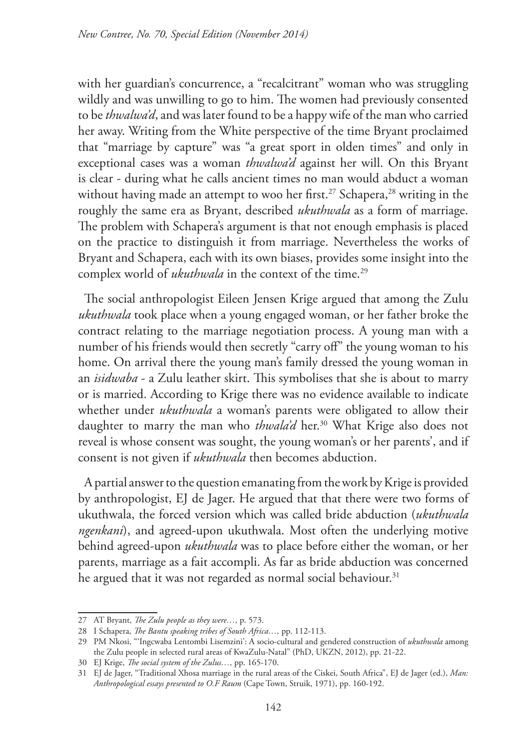with her guardian's concurrence, a "recalcitrant" woman who was struggling wildly and was unwilling to go to him. The women had previously consented to be *thwalwa'd*, and was later found to be a happy wife of the man who carried her away. Writing from the White perspective of the time Bryant proclaimed that "marriage by capture" was "a great sport in olden times" and only in exceptional cases was a woman *thwalwa'd* against her will. On this Bryant is clear - during what he calls ancient times no man would abduct a woman without having made an attempt to woo her first.[27] Schapera,[28] writing in the roughly the same era as Bryant, described *ukuthwala* as a form of marriage. The problem with Schapera's argument is that not enough emphasis is placed on the practice to distinguish it from marriage. Nevertheless the works of Bryant and Schapera, each with its own biases, provides some insight into the complex world of *ukuthwala* in the context of the time.[29]

The social anthropologist Eileen Jensen Krige argued that among the Zulu *ukuthwala* took place when a young engaged woman, or her father broke the contract relating to the marriage negotiation process. A young man with a number of his friends would then secretly "carry off" the young woman to his home. On arrival there the young man's family dressed the young woman in an *isidwaba* - a Zulu leather skirt. This symbolises that she is about to marry or is married. According to Krige there was no evidence available to indicate whether under *ukuthwala* a woman's parents were obligated to allow their daughter to marry the man who *thwala'd* her.[30] What Krige also does not reveal is whose consent was sought, the young woman's or her parents', and if consent is not given if *ukuthwala* then becomes abduction.

A partial answer to the question emanating from the work by Krige is provided by anthropologist, EJ de Jager. He argued that that there were two forms of ukuthwala, the forced version which was called bride abduction (*ukuthwala ngenkani*), and agreed-upon ukuthwala. Most often the underlying motive behind agreed-upon *ukuthwala* was to place before either the woman, or her parents, marriage as a fait accompli. As far as bride abduction was concerned he argued that it was not regarded as normal social behaviour.[31]

---

27 AT Bryant, *The Zulu people as they were…,* p. 573.

28 I Schapera, *The Bantu speaking tribes of South Africa…,* pp. 112-113.

29 PM Nkosi, "'Ingcwaba Lentombi Lisemzini': A socio-cultural and gendered construction of *ukuthwala* among the Zulu people in selected rural areas of KwaZulu-Natal" (PhD, UKZN, 2012), pp. 21-22.

30 EJ Krige, *The social system of the Zulus…,* pp. 165-170.

31 EJ de Jager, "Traditional Xhosa marriage in the rural areas of the Ciskei, South Africa", EJ de Jager (ed.), *Man: Anthropological essays presented to O.F Raum* (Cape Town, Struik, 1971), pp. 160-192.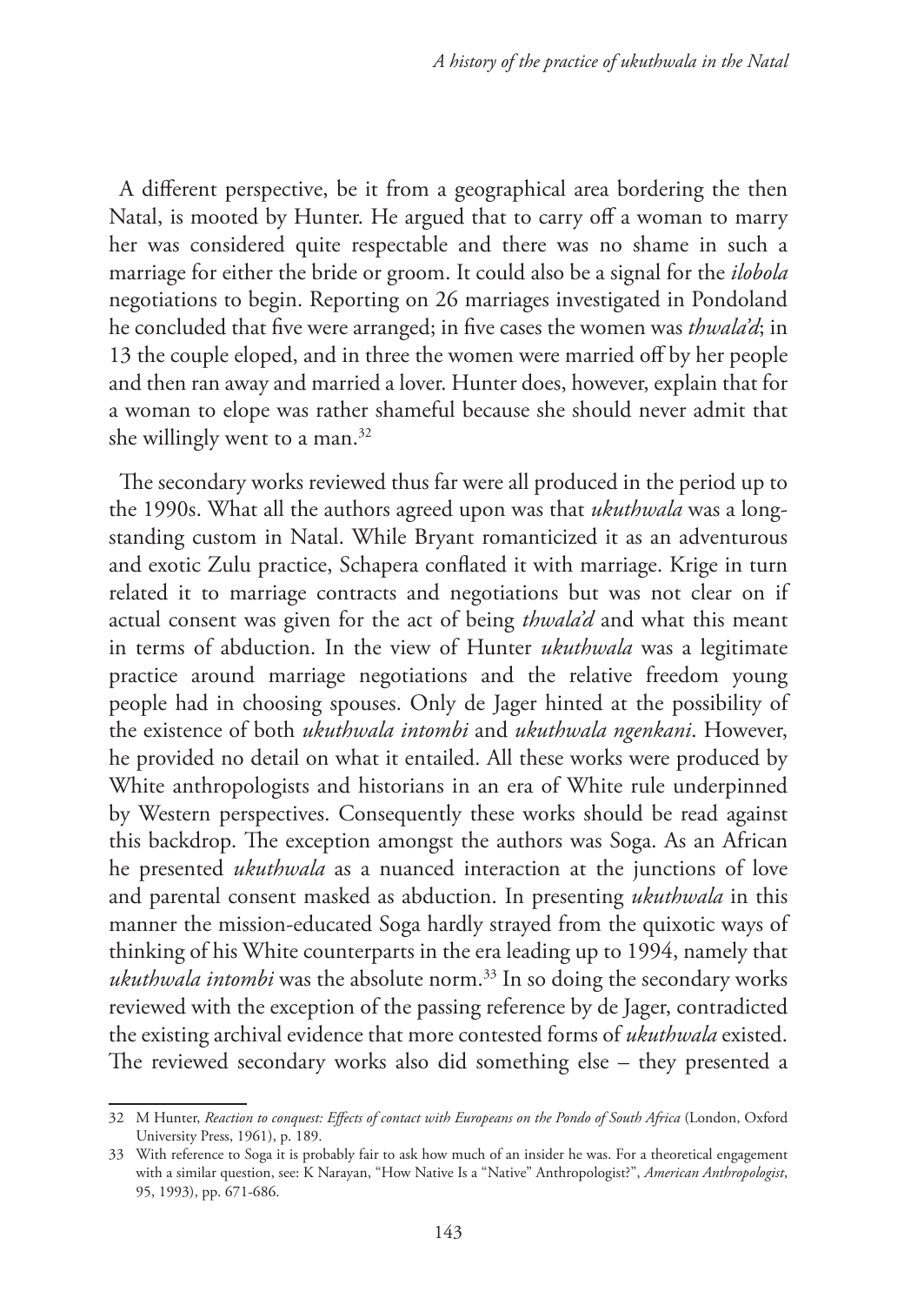A different perspective, be it from a geographical area bordering the then Natal, is mooted by Hunter. He argued that to carry off a woman to marry her was considered quite respectable and there was no shame in such a marriage for either the bride or groom. It could also be a signal for the *ilobola* negotiations to begin. Reporting on 26 marriages investigated in Pondoland he concluded that five were arranged; in five cases the women was *thwala'd*; in 13 the couple eloped, and in three the women were married off by her people and then ran away and married a lover. Hunter does, however, explain that for a woman to elope was rather shameful because she should never admit that she willingly went to a man.[32]

The secondary works reviewed thus far were all produced in the period up to the 1990s. What all the authors agreed upon was that *ukuthwala* was a long-standing custom in Natal. While Bryant romanticized it as an adventurous and exotic Zulu practice, Schapera conflated it with marriage. Krige in turn related it to marriage contracts and negotiations but was not clear on if actual consent was given for the act of being *thwala'd* and what this meant in terms of abduction. In the view of Hunter *ukuthwala* was a legitimate practice around marriage negotiations and the relative freedom young people had in choosing spouses. Only de Jager hinted at the possibility of the existence of both *ukuthwala intombi* and *ukuthwala ngenkani*. However, he provided no detail on what it entailed. All these works were produced by White anthropologists and historians in an era of White rule underpinned by Western perspectives. Consequently these works should be read against this backdrop. The exception amongst the authors was Soga. As an African he presented *ukuthwala* as a nuanced interaction at the junctions of love and parental consent masked as abduction. In presenting *ukuthwala* in this manner the mission-educated Soga hardly strayed from the quixotic ways of thinking of his White counterparts in the era leading up to 1994, namely that *ukuthwala intombi* was the absolute norm.[33] In so doing the secondary works reviewed with the exception of the passing reference by de Jager, contradicted the existing archival evidence that more contested forms of *ukuthwala* existed. The reviewed secondary works also did something else – they presented a

---

32 M Hunter, *Reaction to conquest: Effects of contact with Europeans on the Pondo of South Africa* (London, Oxford University Press, 1961), p. 189.

33 With reference to Soga it is probably fair to ask how much of an insider he was. For a theoretical engagement with a similar question, see: K Narayan, "How Native Is a "Native" Anthropologist?", *American Anthropologist*, 95, 1993), pp. 671-686.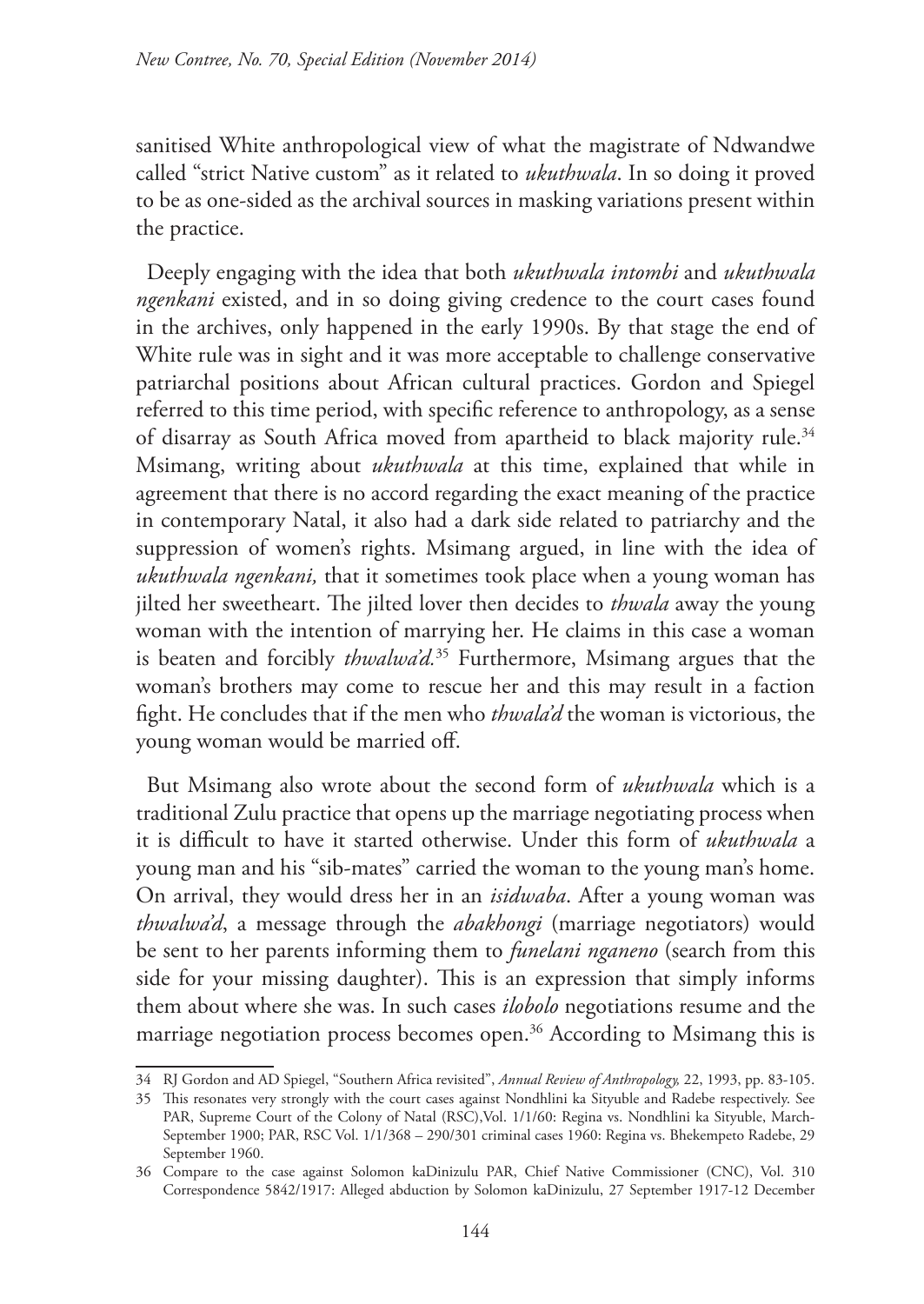sanitised White anthropological view of what the magistrate of Ndwandwe called "strict Native custom" as it related to *ukuthwala*. In so doing it proved to be as one-sided as the archival sources in masking variations present within the practice.

Deeply engaging with the idea that both *ukuthwala intombi* and *ukuthwala ngenkani* existed, and in so doing giving credence to the court cases found in the archives, only happened in the early 1990s. By that stage the end of White rule was in sight and it was more acceptable to challenge conservative patriarchal positions about African cultural practices. Gordon and Spiegel referred to this time period, with specific reference to anthropology, as a sense of disarray as South Africa moved from apartheid to black majority rule.[34] Msimang, writing about *ukuthwala* at this time, explained that while in agreement that there is no accord regarding the exact meaning of the practice in contemporary Natal, it also had a dark side related to patriarchy and the suppression of women's rights. Msimang argued, in line with the idea of *ukuthwala ngenkani,* that it sometimes took place when a young woman has jilted her sweetheart. The jilted lover then decides to *thwala* away the young woman with the intention of marrying her. He claims in this case a woman is beaten and forcibly *thwalwa'd.*[35] Furthermore, Msimang argues that the woman's brothers may come to rescue her and this may result in a faction fight. He concludes that if the men who *thwala'd* the woman is victorious, the young woman would be married off.

But Msimang also wrote about the second form of *ukuthwala* which is a traditional Zulu practice that opens up the marriage negotiating process when it is difficult to have it started otherwise. Under this form of *ukuthwala* a young man and his "sib-mates" carried the woman to the young man's home. On arrival, they would dress her in an *isidwaba*. After a young woman was *thwalwa'd*, a message through the *abakhongi* (marriage negotiators) would be sent to her parents informing them to *funelani nganeno* (search from this side for your missing daughter). This is an expression that simply informs them about where she was. In such cases *ilobolo* negotiations resume and the marriage negotiation process becomes open.[36] According to Msimang this is

---

34 RJ Gordon and AD Spiegel, "Southern Africa revisited", *Annual Review of Anthropology,* 22, 1993, pp. 83-105.

35 This resonates very strongly with the court cases against Nondhlini ka Sityuble and Radebe respectively. See PAR, Supreme Court of the Colony of Natal (RSC),Vol. 1/1/60: Regina vs. Nondhlini ka Sityuble, March-September 1900; PAR, RSC Vol. 1/1/368 – 290/301 criminal cases 1960: Regina vs. Bhekempeto Radebe, 29 September 1960.

36 Compare to the case against Solomon kaDinizulu PAR, Chief Native Commissioner (CNC), Vol. 310 Correspondence 5842/1917: Alleged abduction by Solomon kaDinizulu, 27 September 1917-12 December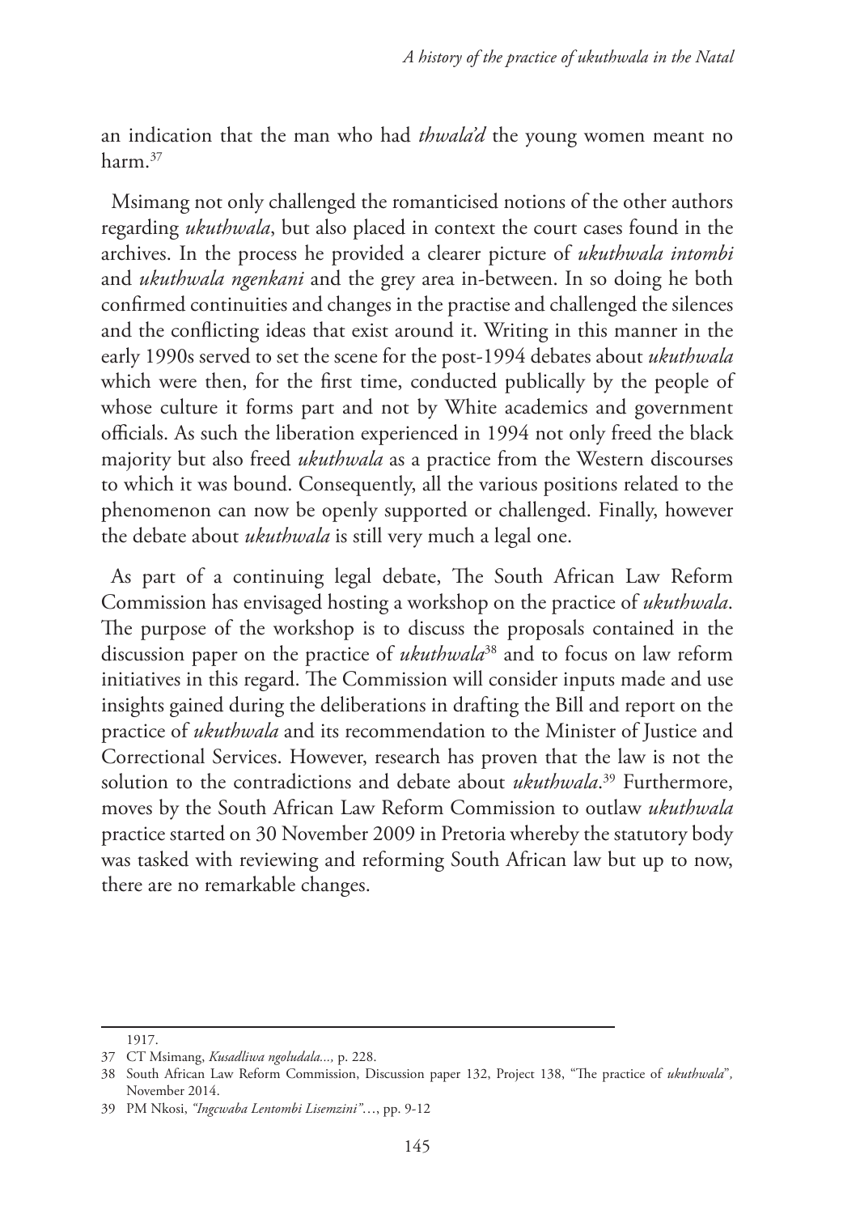an indication that the man who had *thwala'd* the young women meant no harm.[37]

Msimang not only challenged the romanticised notions of the other authors regarding *ukuthwala*, but also placed in context the court cases found in the archives. In the process he provided a clearer picture of *ukuthwala intombi* and *ukuthwala ngenkani* and the grey area in-between. In so doing he both confirmed continuities and changes in the practise and challenged the silences and the conflicting ideas that exist around it. Writing in this manner in the early 1990s served to set the scene for the post-1994 debates about *ukuthwala* which were then, for the first time, conducted publically by the people of whose culture it forms part and not by White academics and government officials. As such the liberation experienced in 1994 not only freed the black majority but also freed *ukuthwala* as a practice from the Western discourses to which it was bound. Consequently, all the various positions related to the phenomenon can now be openly supported or challenged. Finally, however the debate about *ukuthwala* is still very much a legal one.

As part of a continuing legal debate, The South African Law Reform Commission has envisaged hosting a workshop on the practice of *ukuthwala*. The purpose of the workshop is to discuss the proposals contained in the discussion paper on the practice of *ukuthwala*[38] and to focus on law reform initiatives in this regard. The Commission will consider inputs made and use insights gained during the deliberations in drafting the Bill and report on the practice of *ukuthwala* and its recommendation to the Minister of Justice and Correctional Services. However, research has proven that the law is not the solution to the contradictions and debate about *ukuthwala*.[39] Furthermore, moves by the South African Law Reform Commission to outlaw *ukuthwala* practice started on 30 November 2009 in Pretoria whereby the statutory body was tasked with reviewing and reforming South African law but up to now, there are no remarkable changes.

---

1917.

37 CT Msimang, *Kusadliwa ngoludala...,* p. 228.

38 South African Law Reform Commission, Discussion paper 132, Project 138, "The practice of *ukuthwala*", November 2014.

39 PM Nkosi, *"Ingcwaba Lentombi Lisemzini"*..., pp. 9-12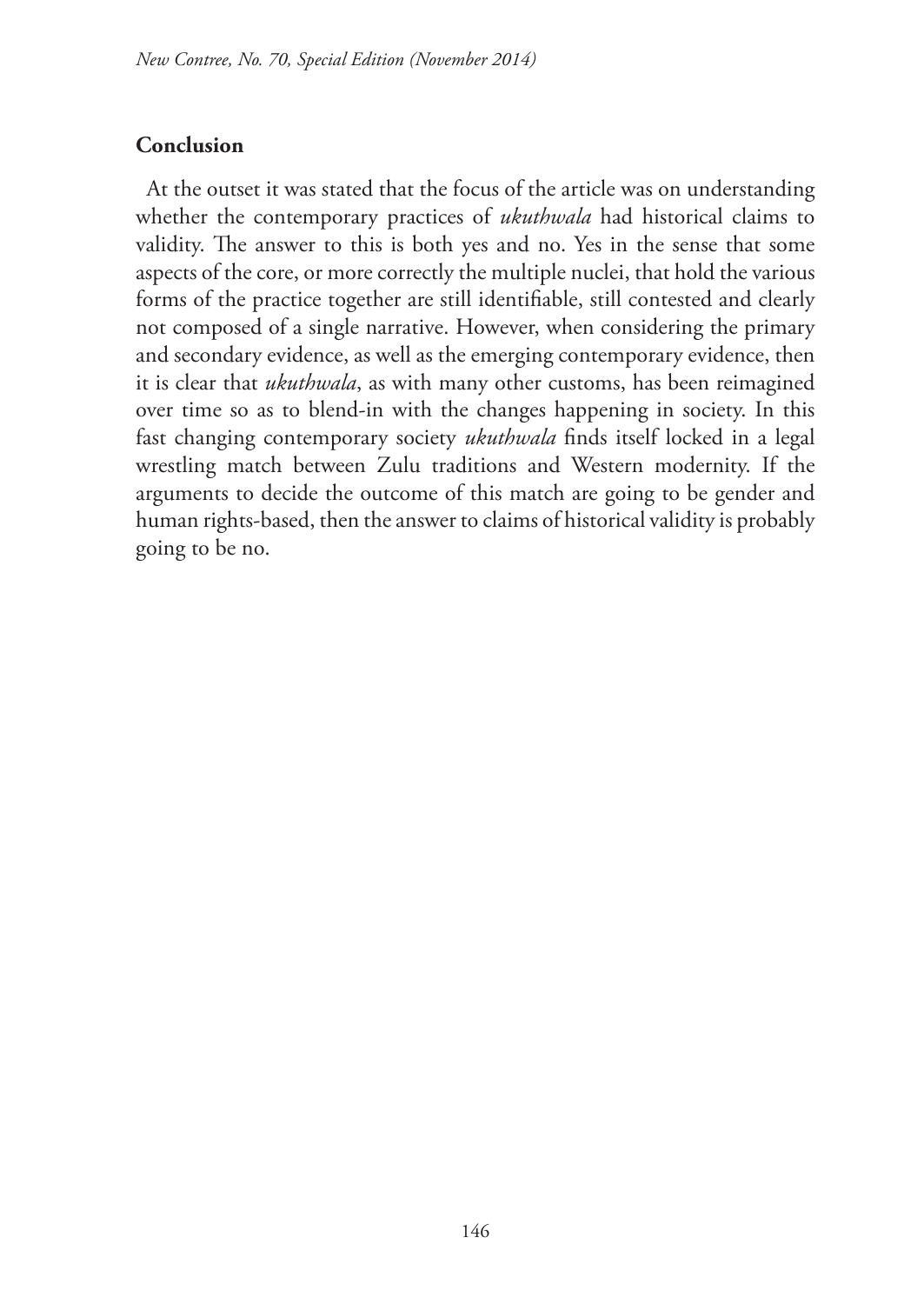## Conclusion

At the outset it was stated that the focus of the article was on understanding whether the contemporary practices of *ukuthwala* had historical claims to validity. The answer to this is both yes and no. Yes in the sense that some aspects of the core, or more correctly the multiple nuclei, that hold the various forms of the practice together are still identifiable, still contested and clearly not composed of a single narrative. However, when considering the primary and secondary evidence, as well as the emerging contemporary evidence, then it is clear that *ukuthwala*, as with many other customs, has been reimagined over time so as to blend-in with the changes happening in society. In this fast changing contemporary society *ukuthwala* finds itself locked in a legal wrestling match between Zulu traditions and Western modernity. If the arguments to decide the outcome of this match are going to be gender and human rights-based, then the answer to claims of historical validity is probably going to be no.